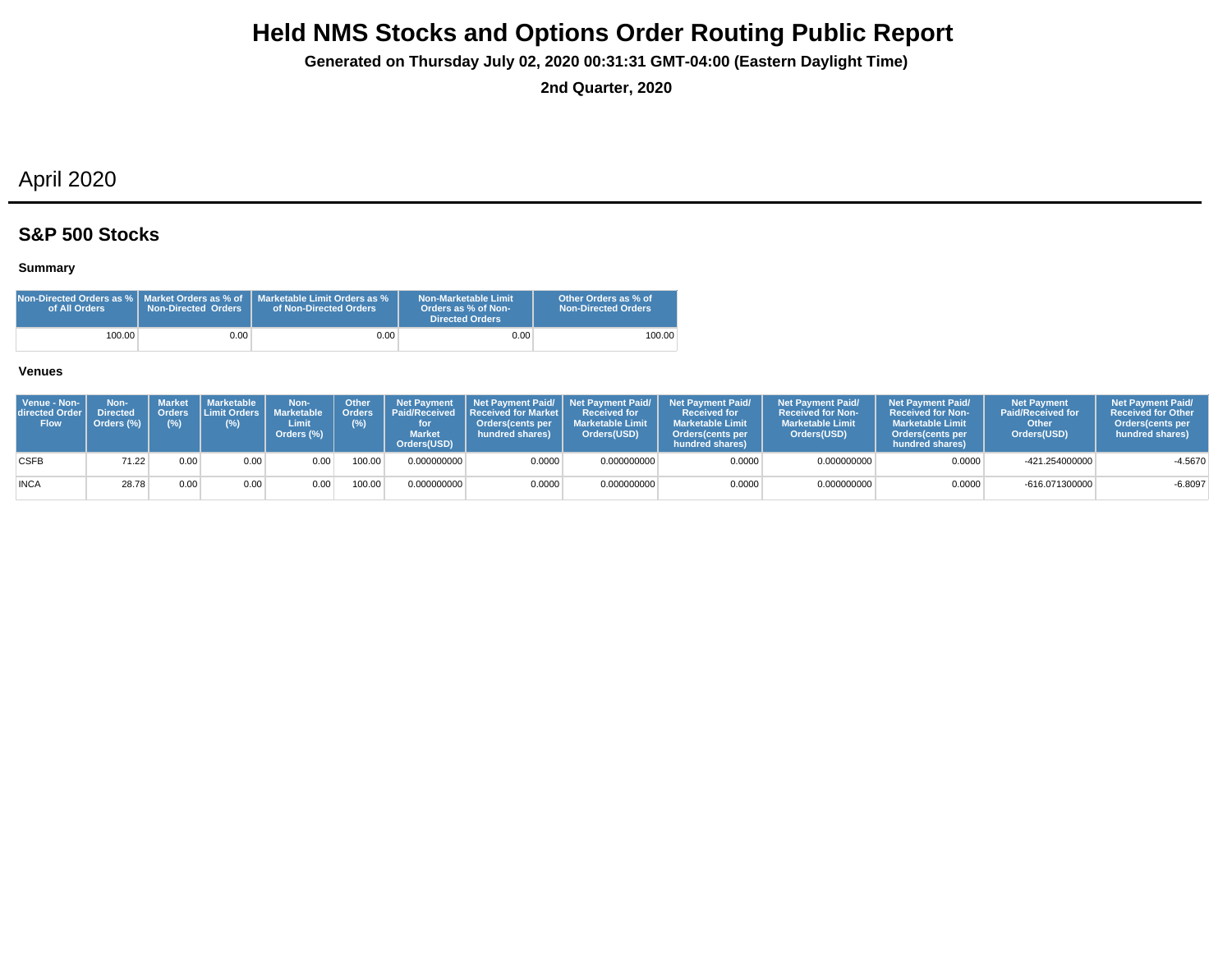# Held NMS Stocks and Options Order Routing Public Report

**Generated on Thursday July 02, 2020 00:31:31 GMT-04:00 (Eastern Daylight Time)**

**2nd Quarter, 2020**

## April 2020

### S&P 500 Stocks

#### Summary

| Non-Directed Orders as % of All Orders | Market Orders as % of Non-Directed Orders | Marketable Limit Orders as % of Non-Directed Orders | Non-Marketable Limit Orders as % of Non-Directed Orders | Other Orders as % of Non-Directed Orders |
|---|---|---|---|---|
| 100.00 | 0.00 | 0.00 | 0.00 | 100.00 |

#### Venues

| Venue - Non-directed Order Flow | Non-Directed Orders (%) | Market Orders (%) | Marketable Limit Orders (%) | Non-Marketable Limit Orders (%) | Other Orders (%) | Net Payment Paid/Received for Market Orders(USD) | Net Payment Paid/ Received for Market Orders(cents per hundred shares) | Net Payment Paid/ Received for Marketable Limit Orders(USD) | Net Payment Paid/ Received for Marketable Limit Orders(cents per hundred shares) | Net Payment Paid/ Received for Non-Marketable Limit Orders(USD) | Net Payment Paid/ Received for Non-Marketable Limit Orders(cents per hundred shares) | Net Payment Paid/Received for Other Orders(USD) | Net Payment Paid/ Received for Other Orders(cents per hundred shares) |
|---|---|---|---|---|---|---|---|---|---|---|---|---|---|
| CSFB | 71.22 | 0.00 | 0.00 | 0.00 | 100.00 | 0.000000000 | 0.0000 | 0.000000000 | 0.0000 | 0.000000000 | 0.0000 | -421.254000000 | -4.5670 |
| INCA | 28.78 | 0.00 | 0.00 | 0.00 | 100.00 | 0.000000000 | 0.0000 | 0.000000000 | 0.0000 | 0.000000000 | 0.0000 | -616.071300000 | -6.8097 |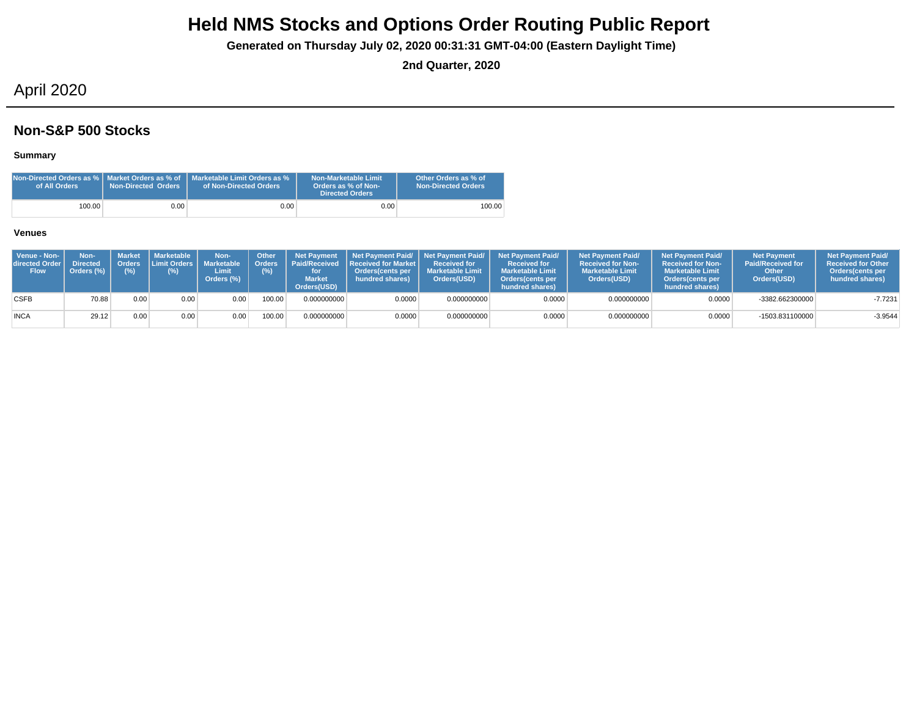# Held NMS Stocks and Options Order Routing Public Report

**Generated on Thursday July 02, 2020 00:31:31 GMT-04:00 (Eastern Daylight Time)**

**2nd Quarter, 2020**

## April 2020

### Non-S&P 500 Stocks

#### Summary

| Non-Directed Orders as % of All Orders | Market Orders as % of Non-Directed Orders | Marketable Limit Orders as % of Non-Directed Orders | Non-Marketable Limit Orders as % of Non-Directed Orders | Other Orders as % of Non-Directed Orders |
|---|---|---|---|---|
| 100.00 | 0.00 | 0.00 | 0.00 | 100.00 |

#### Venues

| Venue - Non-directed Order Flow | Non-Directed Orders (%) | Market Orders (%) | Marketable Limit Orders (%) | Non-Marketable Limit Orders (%) | Other Orders (%) | Net Payment Paid/Received for Market Orders(USD) | Net Payment Paid/ Received for Market Orders(cents per hundred shares) | Net Payment Paid/ Received for Marketable Limit Orders(USD) | Net Payment Paid/ Received for Marketable Limit Orders(cents per hundred shares) | Net Payment Paid/ Received for Non-Marketable Limit Orders(USD) | Net Payment Paid/ Received for Non-Marketable Limit Orders(cents per hundred shares) | Net Payment Paid/Received for Other Orders(USD) | Net Payment Paid/ Received for Other Orders(cents per hundred shares) |
|---|---|---|---|---|---|---|---|---|---|---|---|---|---|
| CSFB | 70.88 | 0.00 | 0.00 | 0.00 | 100.00 | 0.000000000 | 0.0000 | 0.000000000 | 0.0000 | 0.000000000 | 0.0000 | -3382.662300000 | -7.7231 |
| INCA | 29.12 | 0.00 | 0.00 | 0.00 | 100.00 | 0.000000000 | 0.0000 | 0.000000000 | 0.0000 | 0.000000000 | 0.0000 | -1503.831100000 | -3.9544 |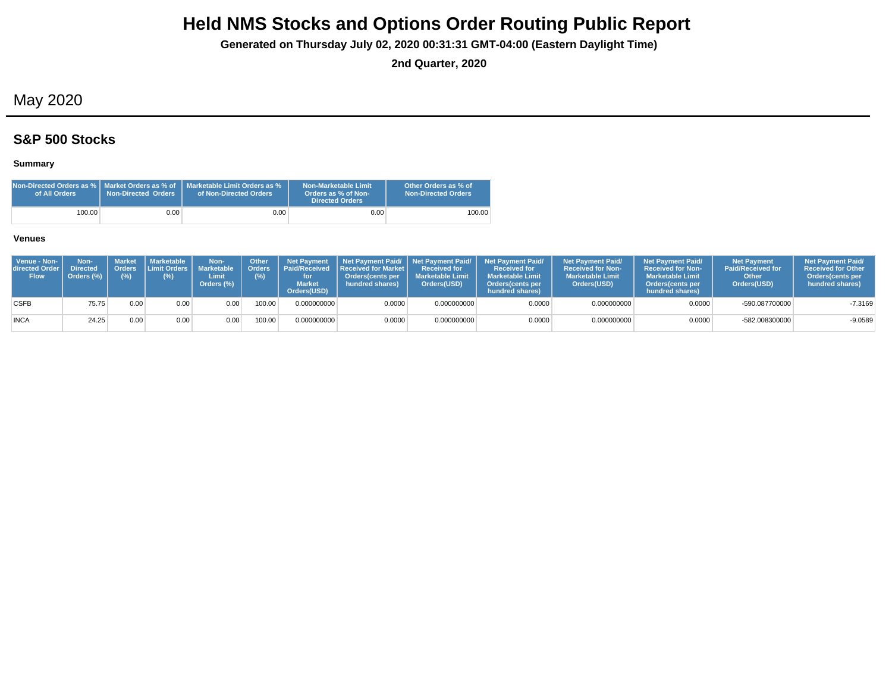# Held NMS Stocks and Options Order Routing Public Report

**Generated on Thursday July 02, 2020 00:31:31 GMT-04:00 (Eastern Daylight Time)**

**2nd Quarter, 2020**

## May 2020

### S&P 500 Stocks

#### Summary

| Non-Directed Orders as % of All Orders | Market Orders as % of Non-Directed Orders | Marketable Limit Orders as % of Non-Directed Orders | Non-Marketable Limit Orders as % of Non-Directed Orders | Other Orders as % of Non-Directed Orders |
|---|---|---|---|---|
| 100.00 | 0.00 | 0.00 | 0.00 | 100.00 |

#### Venues

| Venue - Non-directed Order Flow | Non-Directed Orders (%) | Market Orders (%) | Marketable Limit Orders (%) | Non-Marketable Limit Orders (%) | Other Orders (%) | Net Payment Paid/Received for Market Orders(USD) | Net Payment Paid/ Received for Market Orders(cents per hundred shares) | Net Payment Paid/ Received for Marketable Limit Orders(USD) | Net Payment Paid/ Received for Marketable Limit Orders(cents per hundred shares) | Net Payment Paid/ Received for Non-Marketable Limit Orders(USD) | Net Payment Paid/ Received for Non-Marketable Limit Orders(cents per hundred shares) | Net Payment Paid/Received for Other Orders(USD) | Net Payment Paid/ Received for Other Orders(cents per hundred shares) |
|---|---|---|---|---|---|---|---|---|---|---|---|---|---|
| CSFB | 75.75 | 0.00 | 0.00 | 0.00 | 100.00 | 0.000000000 | 0.0000 | 0.000000000 | 0.0000 | 0.000000000 | 0.0000 | -590.087700000 | -7.3169 |
| INCA | 24.25 | 0.00 | 0.00 | 0.00 | 100.00 | 0.000000000 | 0.0000 | 0.000000000 | 0.0000 | 0.000000000 | 0.0000 | -582.008300000 | -9.0589 |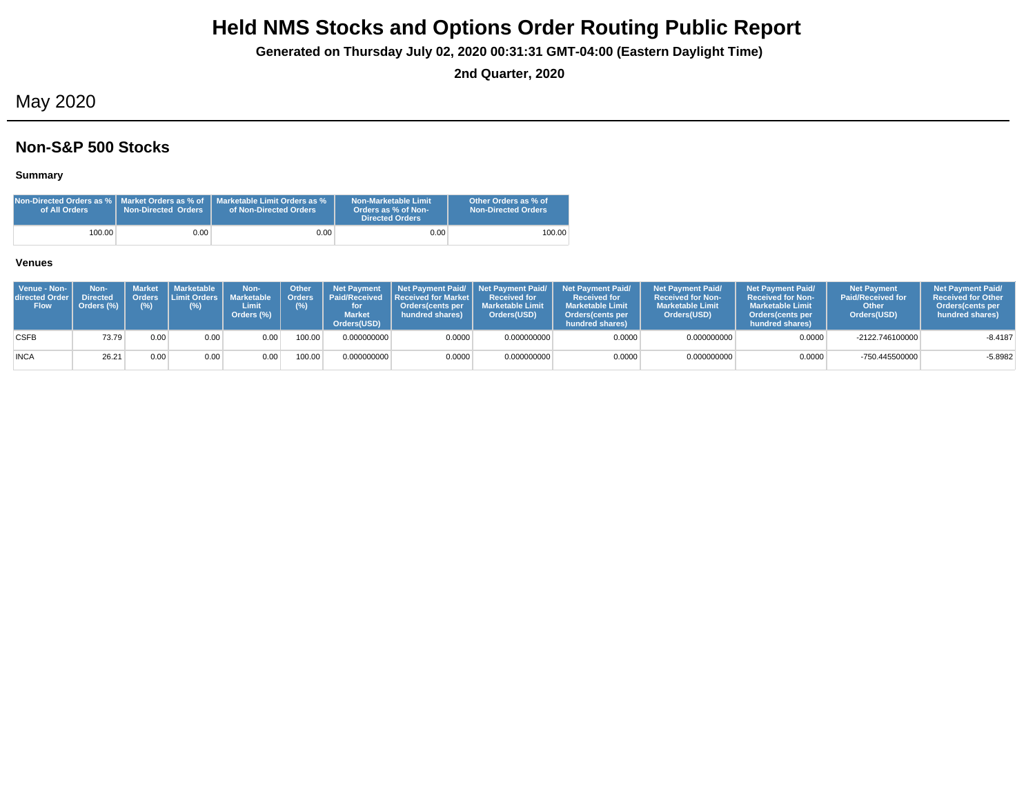# Held NMS Stocks and Options Order Routing Public Report

**Generated on Thursday July 02, 2020 00:31:31 GMT-04:00 (Eastern Daylight Time)**

**2nd Quarter, 2020**

## May 2020

## Non-S&P 500 Stocks

### Summary

| Non-Directed Orders as % of All Orders | Market Orders as % of Non-Directed Orders | Marketable Limit Orders as % of Non-Directed Orders | Non-Marketable Limit Orders as % of Non-Directed Orders | Other Orders as % of Non-Directed Orders |
|---|---|---|---|---|
| 100.00 | 0.00 | 0.00 | 0.00 | 100.00 |

### Venues

| Venue - Non-directed Order Flow | Non-Directed Orders (%) | Market Orders (%) | Marketable Limit Orders (%) | Non-Marketable Limit Orders (%) | Other Orders (%) | Net Payment Paid/Received for Market Orders(USD) | Net Payment Paid/ Received for Market Orders(cents per hundred shares) | Net Payment Paid/ Received for Marketable Limit Orders(USD) | Net Payment Paid/ Received for Marketable Limit Orders(cents per hundred shares) | Net Payment Paid/ Received for Non-Marketable Limit Orders(USD) | Net Payment Paid/ Received for Non-Marketable Limit Orders(cents per hundred shares) | Net Payment Paid/Received for Other Orders(USD) | Net Payment Paid/ Received for Other Orders(cents per hundred shares) |
|---|---|---|---|---|---|---|---|---|---|---|---|---|---|
| CSFB | 73.79 | 0.00 | 0.00 | 0.00 | 100.00 | 0.000000000 | 0.0000 | 0.000000000 | 0.0000 | 0.000000000 | 0.0000 | -2122.746100000 | -8.4187 |
| INCA | 26.21 | 0.00 | 0.00 | 0.00 | 100.00 | 0.000000000 | 0.0000 | 0.000000000 | 0.0000 | 0.000000000 | 0.0000 | -750.445500000 | -5.8982 |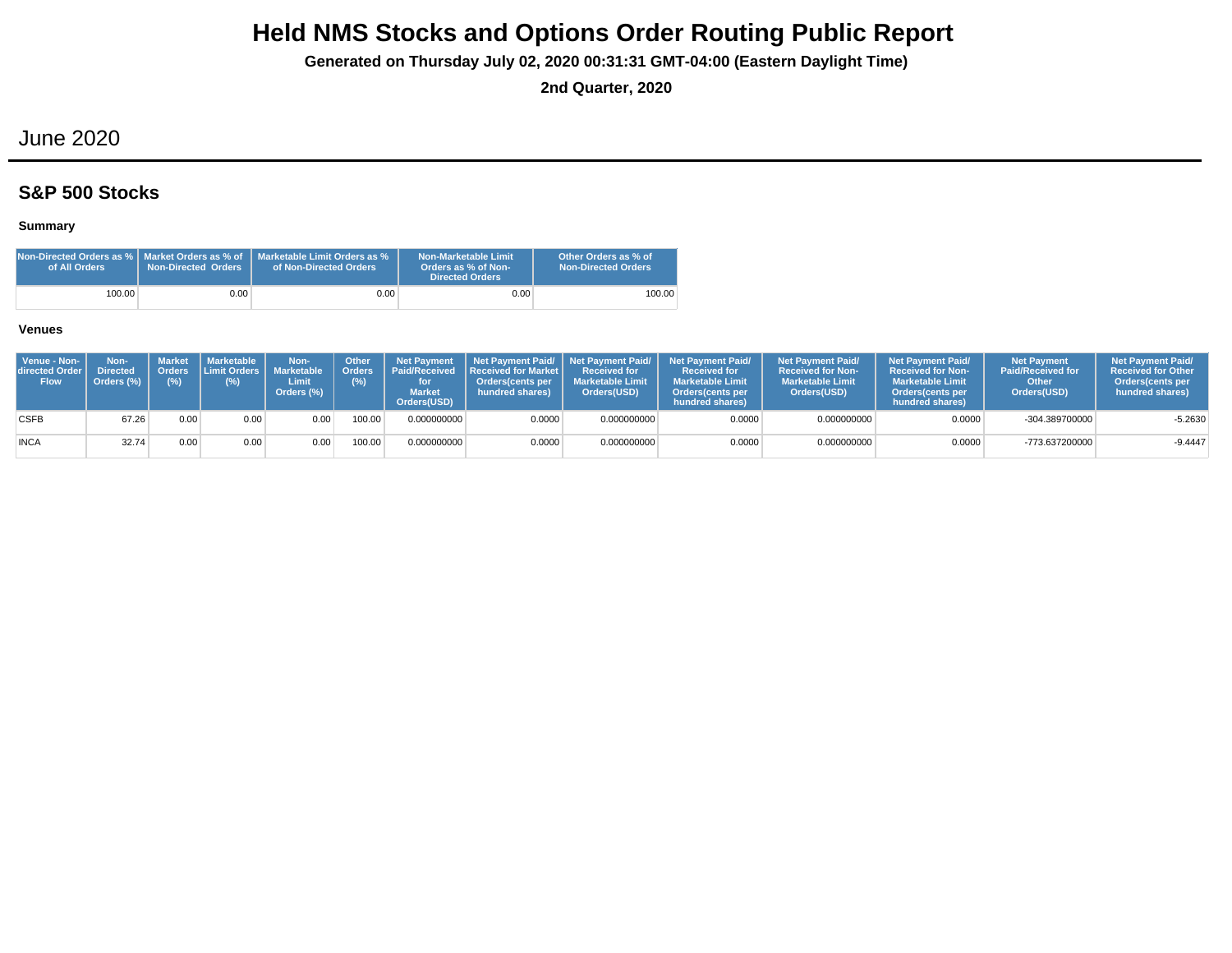# Held NMS Stocks and Options Order Routing Public Report

**Generated on Thursday July 02, 2020 00:31:31 GMT-04:00 (Eastern Daylight Time)**

**2nd Quarter, 2020**

## June 2020

### S&P 500 Stocks

#### Summary

| Non-Directed Orders as % of All Orders | Market Orders as % of Non-Directed Orders | Marketable Limit Orders as % of Non-Directed Orders | Non-Marketable Limit Orders as % of Non-Directed Orders | Other Orders as % of Non-Directed Orders |
|---|---|---|---|---|
| 100.00 | 0.00 | 0.00 | 0.00 | 100.00 |

#### Venues

| Venue - Non-directed Order Flow | Non-Directed Orders (%) | Market Orders (%) | Marketable Limit Orders (%) | Non-Marketable Limit Orders (%) | Other Orders (%) | Net Payment Paid/Received for Market Orders(USD) | Net Payment Paid/ Received for Market Orders(cents per hundred shares) | Net Payment Paid/ Received for Marketable Limit Orders(USD) | Net Payment Paid/ Received for Marketable Limit Orders(cents per hundred shares) | Net Payment Paid/ Received for Non-Marketable Limit Orders(USD) | Net Payment Paid/ Received for Non-Marketable Limit Orders(cents per hundred shares) | Net Payment Paid/Received for Other Orders(USD) | Net Payment Paid/ Received for Other Orders(cents per hundred shares) |
|---|---|---|---|---|---|---|---|---|---|---|---|---|---|
| CSFB | 67.26 | 0.00 | 0.00 | 0.00 | 100.00 | 0.000000000 | 0.0000 | 0.000000000 | 0.0000 | 0.000000000 | 0.0000 | -304.389700000 | -5.2630 |
| INCA | 32.74 | 0.00 | 0.00 | 0.00 | 100.00 | 0.000000000 | 0.0000 | 0.000000000 | 0.0000 | 0.000000000 | 0.0000 | -773.637200000 | -9.4447 |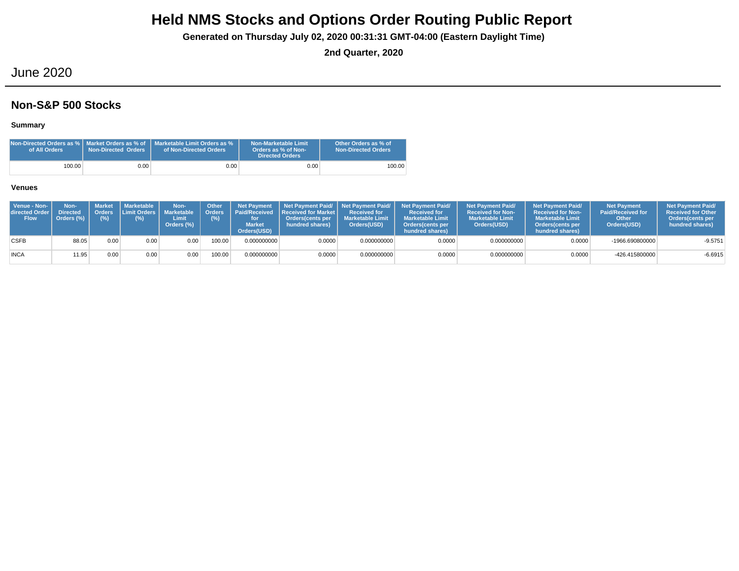# Held NMS Stocks and Options Order Routing Public Report

**Generated on Thursday July 02, 2020 00:31:31 GMT-04:00 (Eastern Daylight Time)**

**2nd Quarter, 2020**

## June 2020

### Non-S&P 500 Stocks

#### Summary

| Non-Directed Orders as % of All Orders | Market Orders as % of Non-Directed Orders | Marketable Limit Orders as % of Non-Directed Orders | Non-Marketable Limit Orders as % of Non-Directed Orders | Other Orders as % of Non-Directed Orders |
|---|---|---|---|---|
| 100.00 | 0.00 | 0.00 | 0.00 | 100.00 |

#### Venues

| Venue - Non-directed Order Flow | Non-Directed Orders (%) | Market Orders (%) | Marketable Limit Orders (%) | Non-Marketable Limit Orders (%) | Other Orders (%) | Net Payment Paid/Received for Market Orders(USD) | Net Payment Paid/ Received for Market Orders(cents per hundred shares) | Net Payment Paid/ Received for Marketable Limit Orders(USD) | Net Payment Paid/ Received for Marketable Limit Orders(cents per hundred shares) | Net Payment Paid/ Received for Non-Marketable Limit Orders(USD) | Net Payment Paid/ Received for Non-Marketable Limit Orders(cents per hundred shares) | Net Payment Paid/Received for Other Orders(USD) | Net Payment Paid/ Received for Other Orders(cents per hundred shares) |
|---|---|---|---|---|---|---|---|---|---|---|---|---|---|
| CSFB | 88.05 | 0.00 | 0.00 | 0.00 | 100.00 | 0.000000000 | 0.0000 | 0.000000000 | 0.0000 | 0.000000000 | 0.0000 | -1966.690800000 | -9.5751 |
| INCA | 11.95 | 0.00 | 0.00 | 0.00 | 100.00 | 0.000000000 | 0.0000 | 0.000000000 | 0.0000 | 0.000000000 | 0.0000 | -426.415800000 | -6.6915 |